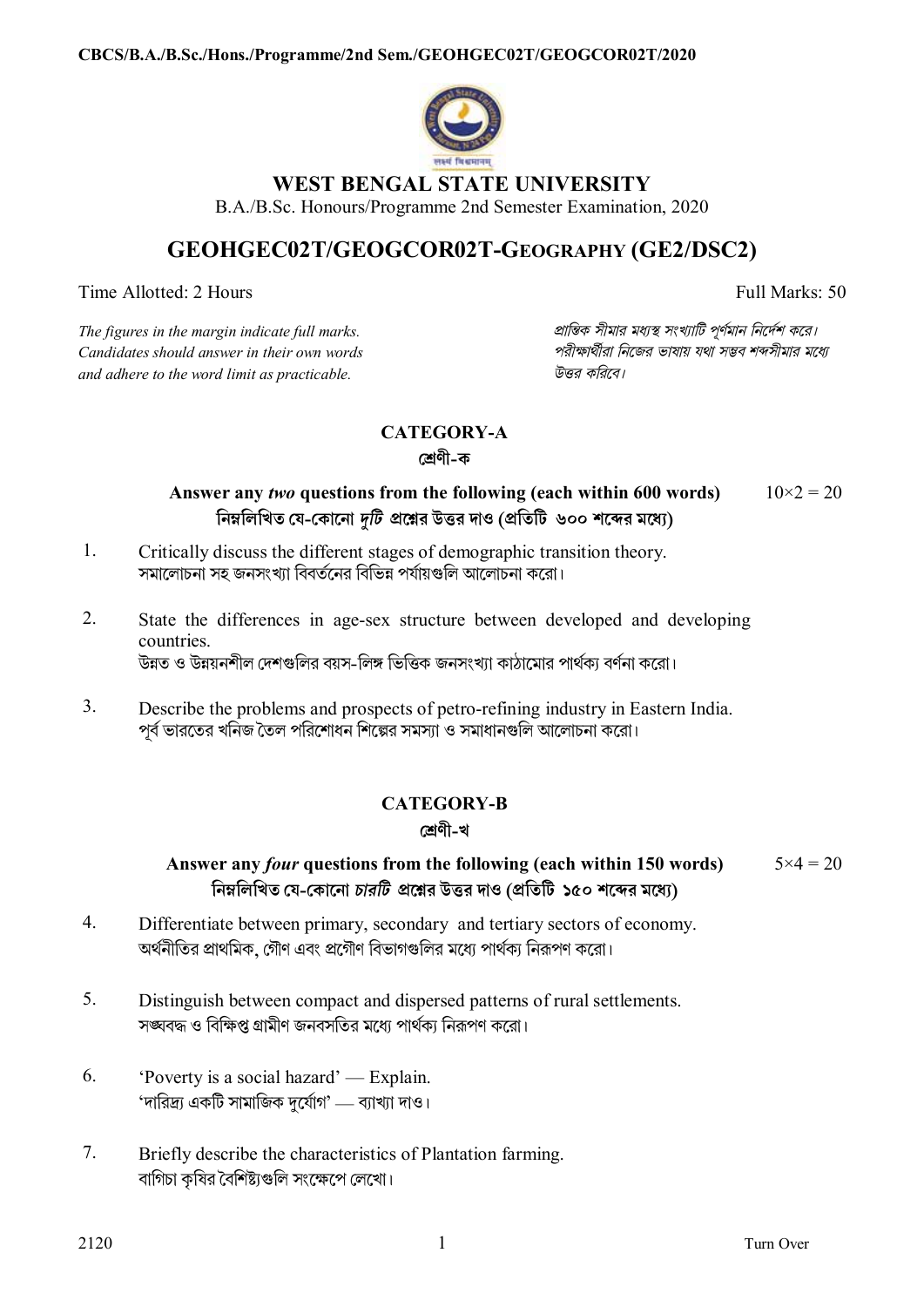**CBCS/B.A./B.Sc./Hons./Programme/2nd Sem./GEOHGEC02T/GEOGCOR02T/2020**

# WEST BENGAL STATE UNIVERSITY

B.A./B.Sc. Honours/Programme 2nd Semester Examination, 2020

## GEOHGEC02T/GEOGCOR02T-GEOGRAPHY (GE2/DSC2)

Time Allotted: 2 Hours | Full Marks: 50

*The figures in the margin indicate full marks. Candidates should answer in their own words and adhere to the word limit as practicable.*

*প্রান্তিক সীমার মধ্যস্থ সংখ্যাটি পূর্ণমান নির্দেশ করে। পরীক্ষার্থীরা নিজের ভাষায় যথা সম্ভব শব্দসীমার মধ্যে উত্তর করিবে।*

### CATEGORY-A
### শ্রেণী-ক

**Answer any *two* questions from the following (each within 600 words)** $10\times2 = 20$
**নিম্নলিখিত যে-কোনো *দুটি* প্রশ্নের উত্তর দাও (প্রতিটি ৬০০ শব্দের মধ্যে)**

1. Critically discuss the different stages of demographic transition theory.
সমালোচনা সহ জনসংখ্যা বিবর্তনের বিভিন্ন পর্যায়গুলি আলোচনা করো।

2. State the differences in age-sex structure between developed and developing countries.
উন্নত ও উন্নয়নশীল দেশগুলির বয়স-লিঙ্গ ভিত্তিক জনসংখ্যা কাঠামোর পার্থক্য বর্ণনা করো।

3. Describe the problems and prospects of petro-refining industry in Eastern India.
পূর্ব ভারতের খনিজ তৈল পরিশোধন শিল্পের সমস্যা ও সমাধানগুলি আলোচনা করো।

### CATEGORY-B
### শ্রেণী-খ

**Answer any *four* questions from the following (each within 150 words)** $5\times4 = 20$
**নিম্নলিখিত যে-কোনো *চারটি* প্রশ্নের উত্তর দাও (প্রতিটি ১৫০ শব্দের মধ্যে)**

4. Differentiate between primary, secondary and tertiary sectors of economy.
অর্থনীতির প্রাথমিক, গৌণ এবং প্রগৌণ বিভাগগুলির মধ্যে পার্থক্য নিরূপণ করো।

5. Distinguish between compact and dispersed patterns of rural settlements.
সঙ্ঘবদ্ধ ও বিক্ষিপ্ত গ্রামীণ জনবসতির মধ্যে পার্থক্য নিরূপণ করো।

6. 'Poverty is a social hazard' — Explain.
'দারিদ্র্য একটি সামাজিক দুর্যোগ' — ব্যাখ্যা দাও।

7. Briefly describe the characteristics of Plantation farming.
বাগিচা কৃষির বৈশিষ্ট্যগুলি সংক্ষেপে লেখো।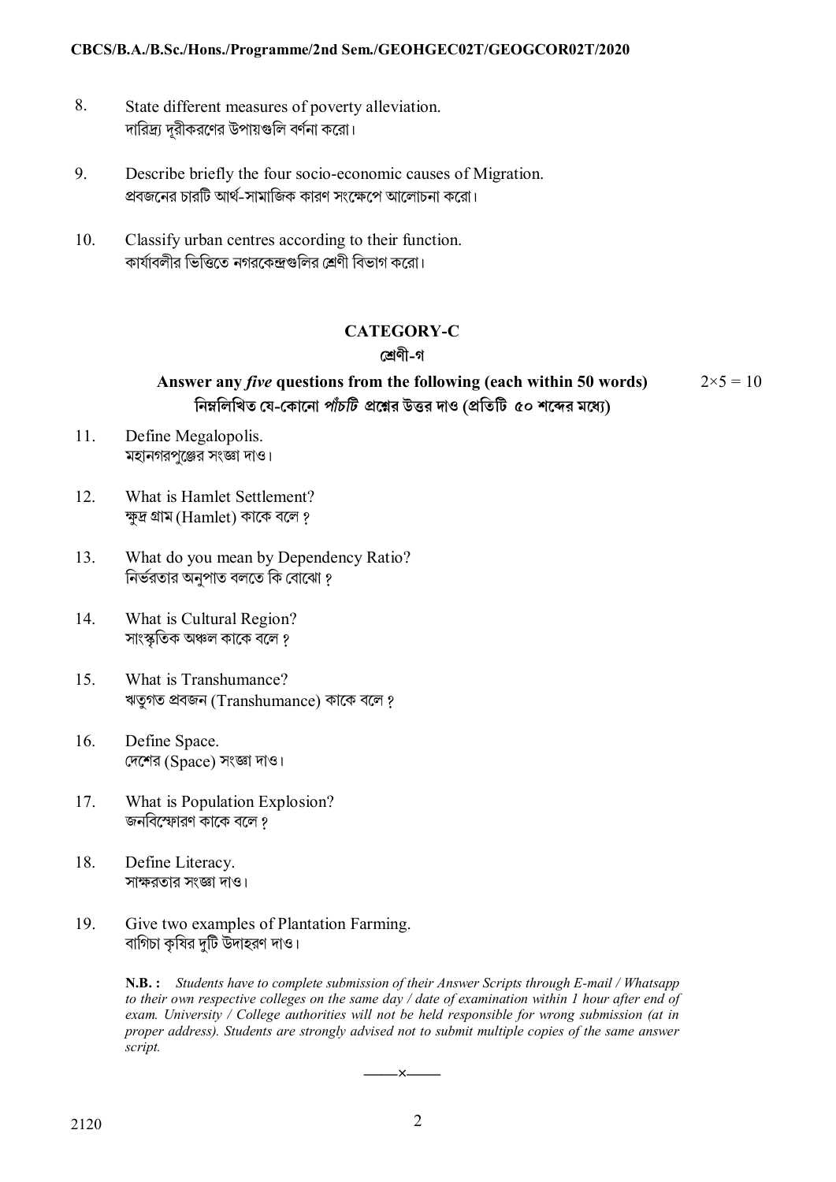8. State different measures of poverty alleviation.
দারিদ্র্য দূরীকরণের উপায়গুলি বর্ণনা করো।

9. Describe briefly the four socio-economic causes of Migration.
প্রবজনের চারটি আর্থ-সামাজিক কারণ সংক্ষেপে আলোচনা করো।

10. Classify urban centres according to their function.
কার্যাবলীর ভিত্তিতে নগরকেন্দ্রগুলির শ্রেণী বিভাগ করো।

## CATEGORY-C

## শ্রেণী-গ

**Answer any *five* questions from the following (each within 50 words)** $2 \times 5 = 10$

**নিম্নলিখিত যে-কোনো *পাঁচটি* প্রশ্নের উত্তর দাও (প্রতিটি ৫০ শব্দের মধ্যে)**

11. Define Megalopolis.
মহানগরপুঞ্জের সংজ্ঞা দাও।

12. What is Hamlet Settlement?
ক্ষুদ্র গ্রাম (Hamlet) কাকে বলে ?

13. What do you mean by Dependency Ratio?
নির্ভরতার অনুপাত বলতে কি বোঝো ?

14. What is Cultural Region?
সাংস্কৃতিক অঞ্চল কাকে বলে ?

15. What is Transhumance?
ঋতুগত প্রবজন (Transhumance) কাকে বলে ?

16. Define Space.
দেশের (Space) সংজ্ঞা দাও।

17. What is Population Explosion?
জনবিস্ফোরণ কাকে বলে ?

18. Define Literacy.
সাক্ষরতার সংজ্ঞা দাও।

19. Give two examples of Plantation Farming.
বাগিচা কৃষির দুটি উদাহরণ দাও।

**N.B. :** *Students have to complete submission of their Answer Scripts through E-mail / Whatsapp to their own respective colleges on the same day / date of examination within 1 hour after end of exam. University / College authorities will not be held responsible for wrong submission (at in proper address). Students are strongly advised not to submit multiple copies of the same answer script.*

——×——